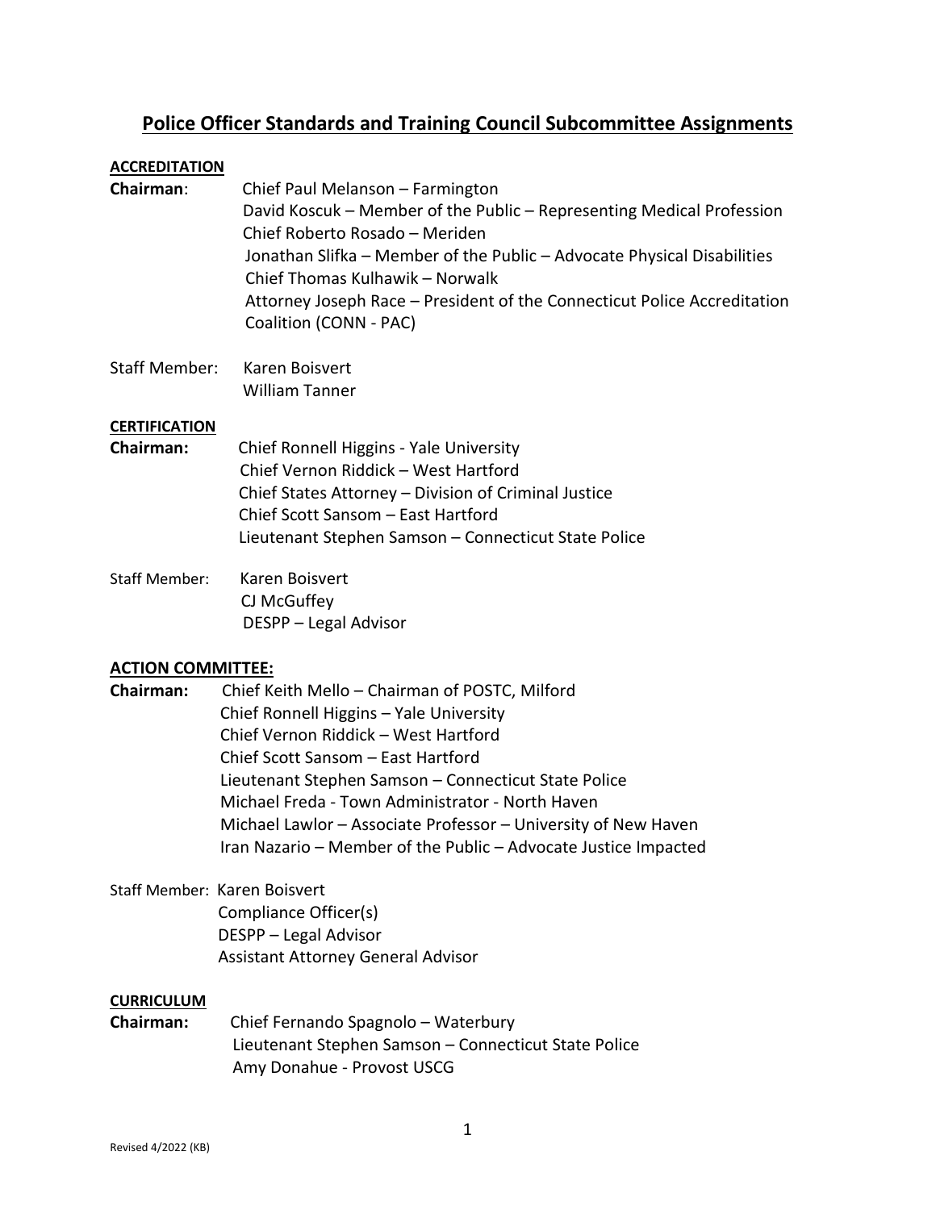# Police Officer Standards and Training Council Subcommittee Assignments

**ACCREDITATION**

**Chairman**: Chief Paul Melanson – Farmington
David Koscuk – Member of the Public – Representing Medical Profession
Chief Roberto Rosado – Meriden
Jonathan Slifka – Member of the Public – Advocate Physical Disabilities
Chief Thomas Kulhawik – Norwalk
Attorney Joseph Race – President of the Connecticut Police Accreditation Coalition (CONN - PAC)

Staff Member: Karen Boisvert
William Tanner

**CERTIFICATION**

**Chairman:** Chief Ronnell Higgins - Yale University
Chief Vernon Riddick – West Hartford
Chief States Attorney – Division of Criminal Justice
Chief Scott Sansom – East Hartford
Lieutenant Stephen Samson – Connecticut State Police

Staff Member: Karen Boisvert
CJ McGuffey
DESPP – Legal Advisor

**ACTION COMMITTEE:**

**Chairman:** Chief Keith Mello – Chairman of POSTC, Milford
Chief Ronnell Higgins – Yale University
Chief Vernon Riddick – West Hartford
Chief Scott Sansom – East Hartford
Lieutenant Stephen Samson – Connecticut State Police
Michael Freda - Town Administrator - North Haven
Michael Lawlor – Associate Professor – University of New Haven
Iran Nazario – Member of the Public – Advocate Justice Impacted

Staff Member: Karen Boisvert
Compliance Officer(s)
DESPP – Legal Advisor
Assistant Attorney General Advisor

**CURRICULUM**

**Chairman:** Chief Fernando Spagnolo – Waterbury
Lieutenant Stephen Samson – Connecticut State Police
Amy Donahue - Provost USCG

Revised 4/2022 (KB)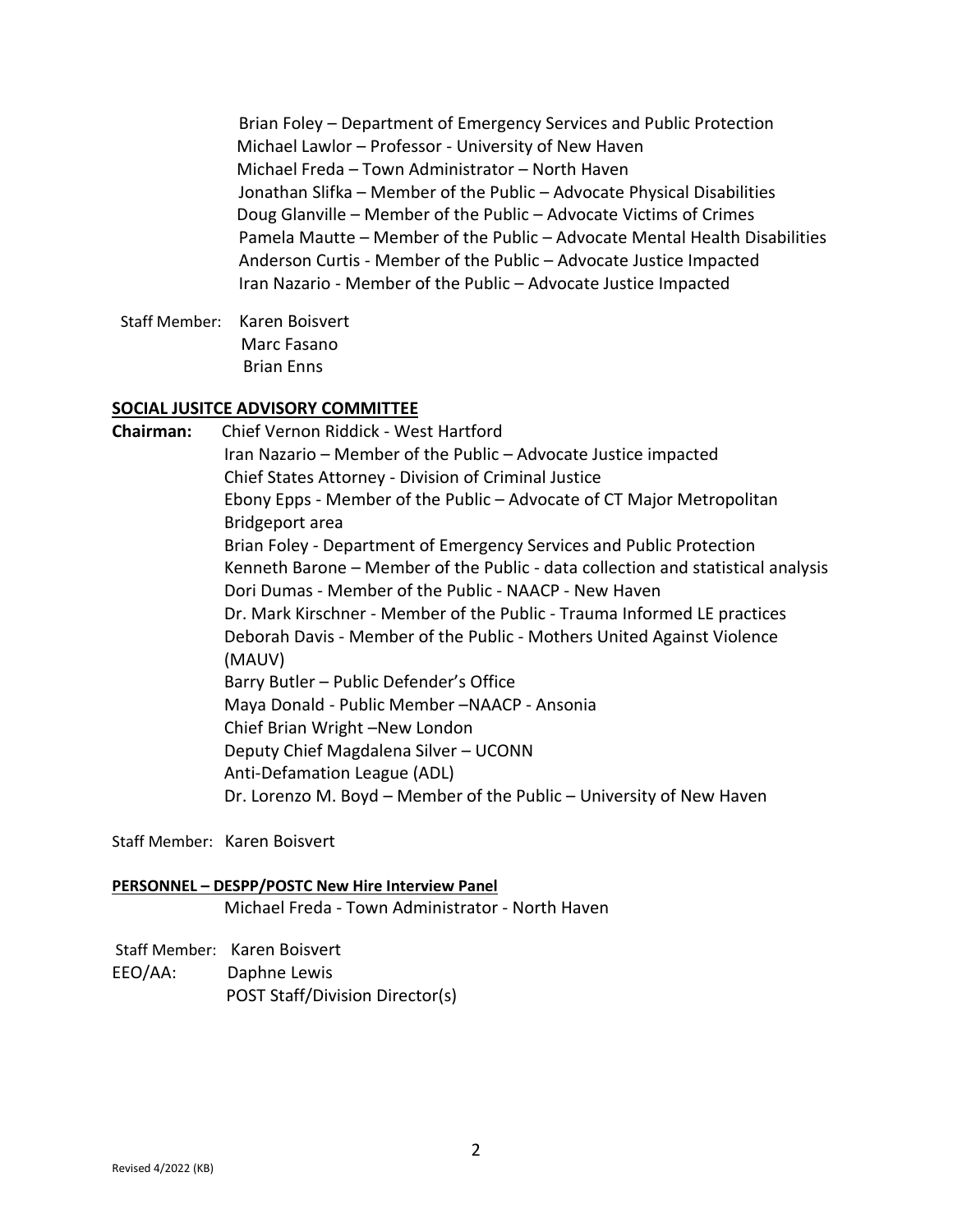Brian Foley – Department of Emergency Services and Public Protection
Michael Lawlor – Professor - University of New Haven
Michael Freda – Town Administrator – North Haven
Jonathan Slifka – Member of the Public – Advocate Physical Disabilities
Doug Glanville – Member of the Public – Advocate Victims of Crimes
Pamela Mautte – Member of the Public – Advocate Mental Health Disabilities
Anderson Curtis - Member of the Public – Advocate Justice Impacted
Iran Nazario - Member of the Public – Advocate Justice Impacted

Staff Member: Karen Boisvert
Marc Fasano
Brian Enns

**SOCIAL JUSITCE ADVISORY COMMITTEE**

**Chairman:** Chief Vernon Riddick - West Hartford
Iran Nazario – Member of the Public – Advocate Justice impacted
Chief States Attorney - Division of Criminal Justice
Ebony Epps - Member of the Public – Advocate of CT Major Metropolitan Bridgeport area
Brian Foley - Department of Emergency Services and Public Protection
Kenneth Barone – Member of the Public - data collection and statistical analysis
Dori Dumas - Member of the Public - NAACP - New Haven
Dr. Mark Kirschner - Member of the Public - Trauma Informed LE practices
Deborah Davis - Member of the Public - Mothers United Against Violence (MAUV)
Barry Butler – Public Defender's Office
Maya Donald - Public Member –NAACP - Ansonia
Chief Brian Wright –New London
Deputy Chief Magdalena Silver – UCONN
Anti-Defamation League (ADL)
Dr. Lorenzo M. Boyd – Member of the Public – University of New Haven

Staff Member: Karen Boisvert

**PERSONNEL – DESPP/POSTC New Hire Interview Panel**

Michael Freda - Town Administrator - North Haven

Staff Member: Karen Boisvert
EEO/AA: Daphne Lewis
POST Staff/Division Director(s)

Revised 4/2022 (KB)